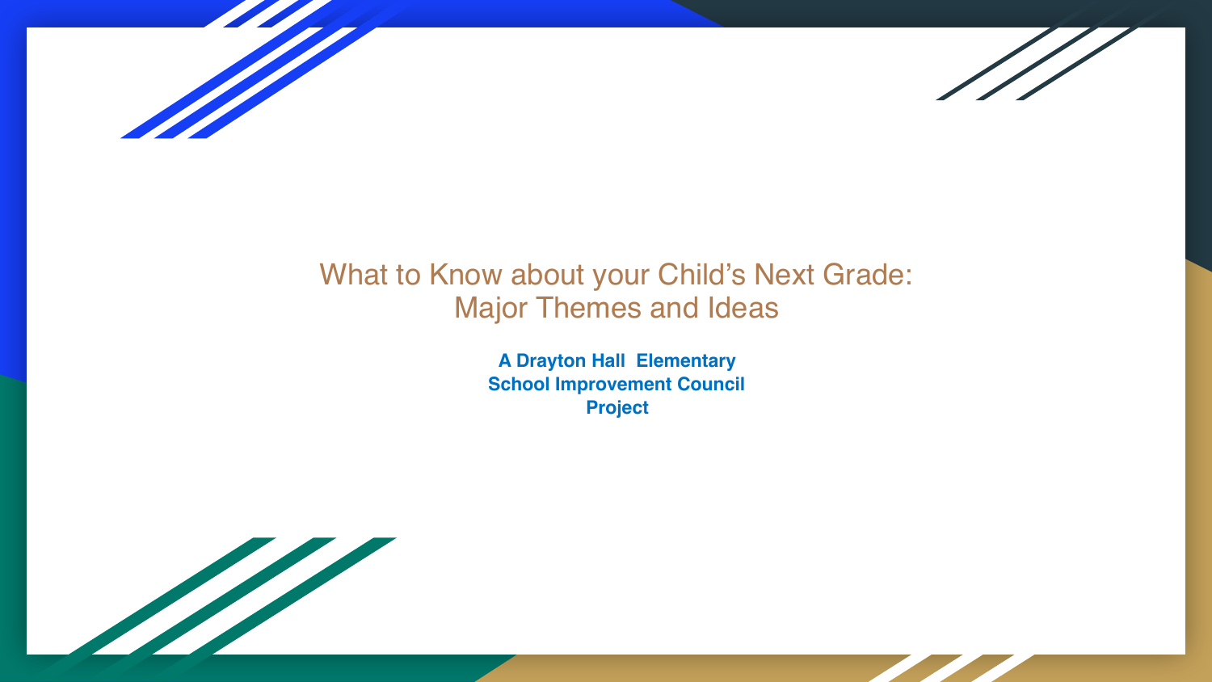# What to Know about your Child's Next Grade: Major Themes and Ideas

**A Drayton Hall Elementary School Improvement Council Project**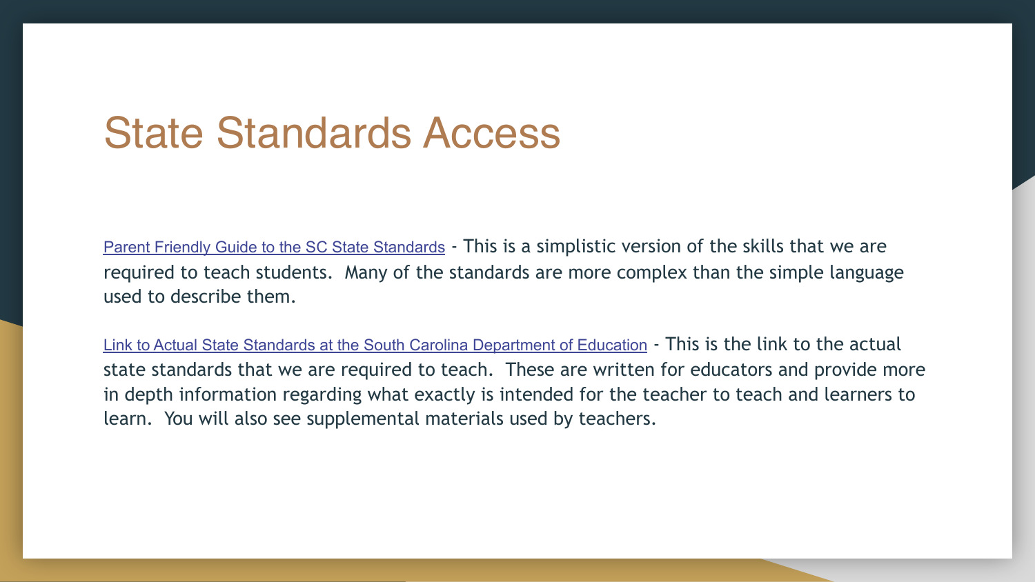# State Standards Access

Parent Friendly Guide to the SC State Standards - This is a simplistic version of the skills that we are required to teach students. Many of the standards are more complex than the simple language used to describe them.

Link to Actual State Standards at the South Carolina Department of Education - This is the link to the actual state standards that we are required to teach. These are written for educators and provide more in depth information regarding what exactly is intended for the teacher to teach and learners to learn. You will also see supplemental materials used by teachers.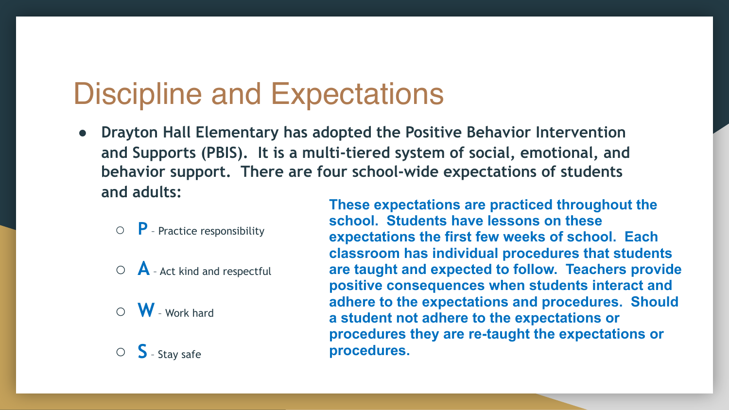# Discipline and Expectations

- **Drayton Hall Elementary has adopted the Positive Behavior Intervention and Supports (PBIS). It is a multi-tiered system of social, emotional, and behavior support. There are four school-wide expectations of students and adults:**
  - **P** - Practice responsibility
  - **A** - Act kind and respectful
  - **W** - Work hard
  - **S** - Stay safe

**These expectations are practiced throughout the school. Students have lessons on these expectations the first few weeks of school. Each classroom has individual procedures that students are taught and expected to follow. Teachers provide positive consequences when students interact and adhere to the expectations and procedures. Should a student not adhere to the expectations or procedures they are re-taught the expectations or procedures.**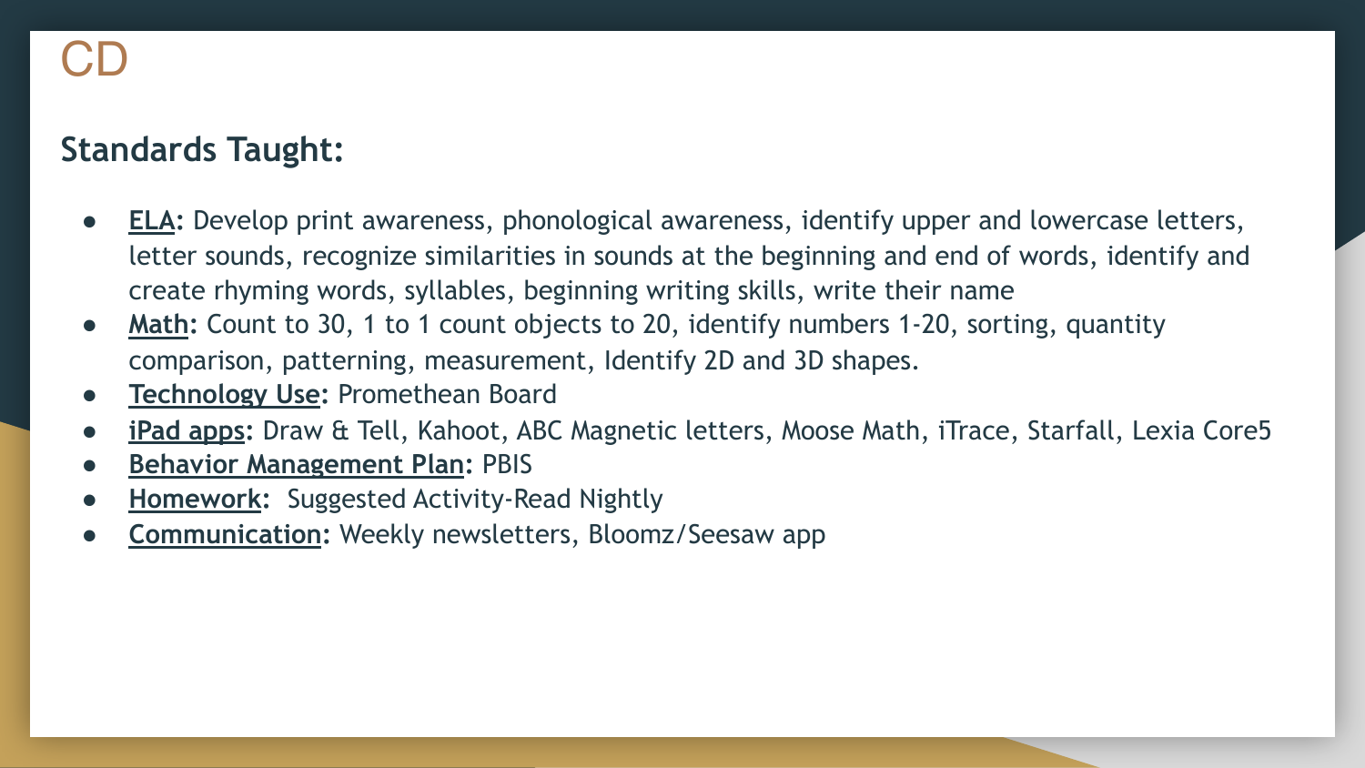# CD

## Standands Taught:

- **ELA:** Develop print awareness, phonological awareness, identify upper and lowercase letters, letter sounds, recognize similarities in sounds at the beginning and end of words, identify and create rhyming words, syllables, beginning writing skills, write their name
- **Math:** Count to 30, 1 to 1 count objects to 20, identify numbers 1-20, sorting, quantity comparison, patterning, measurement, Identify 2D and 3D shapes.
- **Technology Use:** Promethean Board
- **iPad apps:** Draw & Tell, Kahoot, ABC Magnetic letters, Moose Math, iTrace, Starfall, Lexia Core5
- **Behavior Management Plan:** PBIS
- **Homework:** Suggested Activity-Read Nightly
- **Communication:** Weekly newsletters, Bloomz/Seesaw app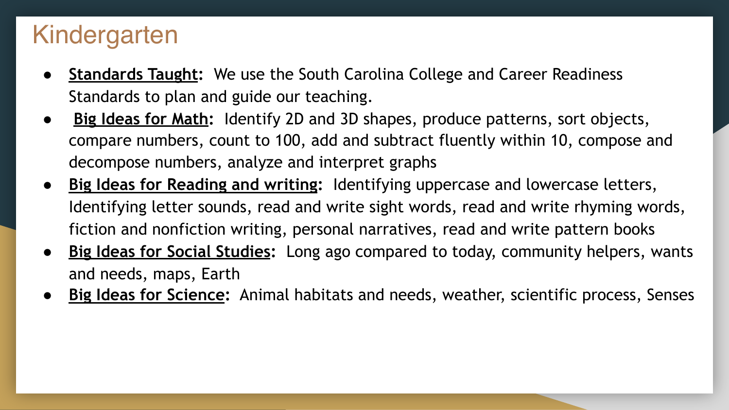# Kindergarten

- **Standards Taught:** We use the South Carolina College and Career Readiness Standards to plan and guide our teaching.
- **Big Ideas for Math:** Identify 2D and 3D shapes, produce patterns, sort objects, compare numbers, count to 100, add and subtract fluently within 10, compose and decompose numbers, analyze and interpret graphs
- **Big Ideas for Reading and writing:** Identifying uppercase and lowercase letters, Identifying letter sounds, read and write sight words, read and write rhyming words, fiction and nonfiction writing, personal narratives, read and write pattern books
- **Big Ideas for Social Studies:** Long ago compared to today, community helpers, wants and needs, maps, Earth
- **Big Ideas for Science:** Animal habitats and needs, weather, scientific process, Senses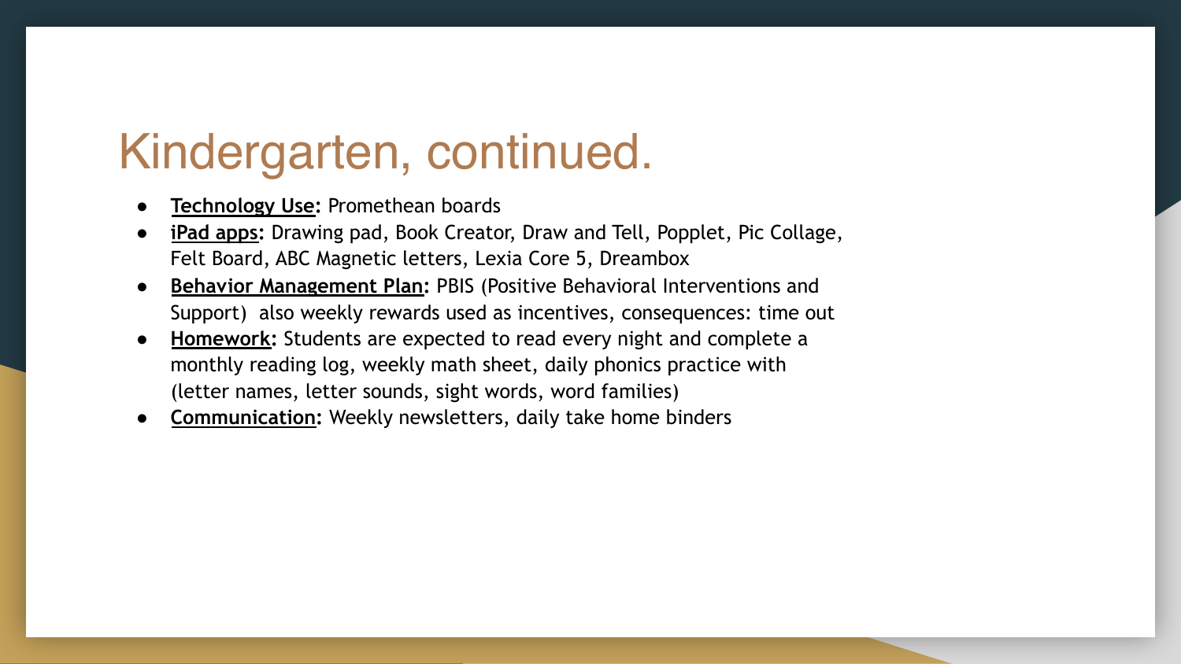# Kindergarten, continued.

- **Technology Use:** Promethean boards
- **iPad apps:** Drawing pad, Book Creator, Draw and Tell, Popplet, Pic Collage, Felt Board, ABC Magnetic letters, Lexia Core 5, Dreambox
- **Behavior Management Plan:** PBIS (Positive Behavioral Interventions and Support) also weekly rewards used as incentives, consequences: time out
- **Homework:** Students are expected to read every night and complete a monthly reading log, weekly math sheet, daily phonics practice with (letter names, letter sounds, sight words, word families)
- **Communication:** Weekly newsletters, daily take home binders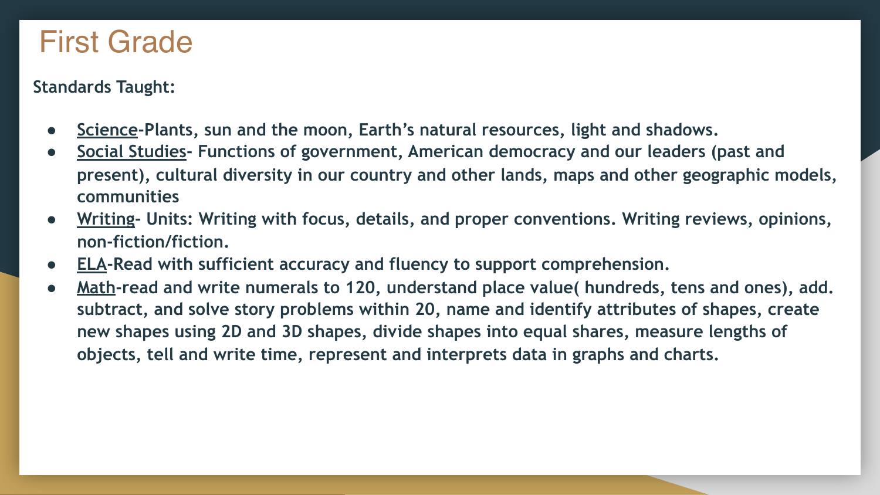# First Grade

**Standards Taught:**

- **<u>Science</u>-Plants, sun and the moon, Earth's natural resources, light and shadows.**
- **<u>Social Studies</u>- Functions of government, American democracy and our leaders (past and present), cultural diversity in our country and other lands, maps and other geographic models, communities**
- **<u>Writing</u>- Units: Writing with focus, details, and proper conventions. Writing reviews, opinions, non-fiction/fiction.**
- **<u>ELA</u>-Read with sufficient accuracy and fluency to support comprehension.**
- **<u>Math</u>-read and write numerals to 120, understand place value( hundreds, tens and ones), add. subtract, and solve story problems within 20, name and identify attributes of shapes, create new shapes using 2D and 3D shapes, divide shapes into equal shares, measure lengths of objects, tell and write time, represent and interprets data in graphs and charts.**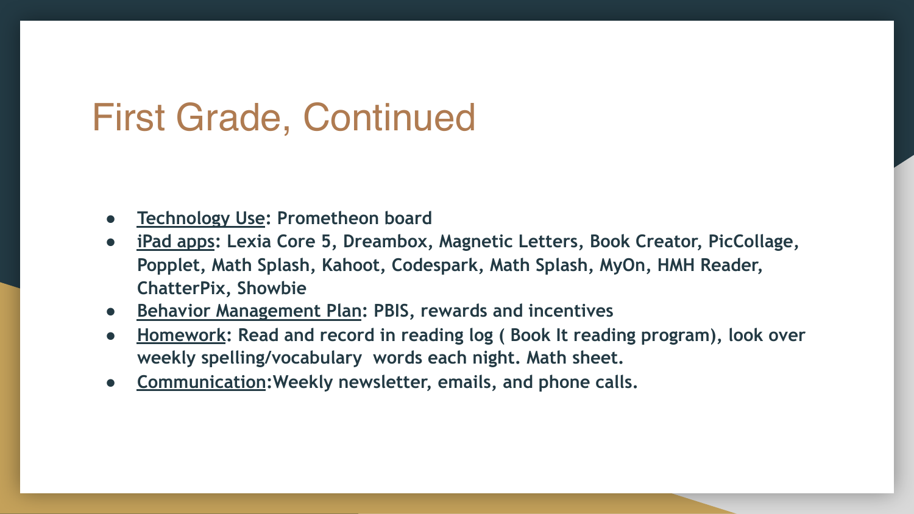# First Grade, Continued

- **Technology Use: Prometheon board**
- **iPad apps: Lexia Core 5, Dreambox, Magnetic Letters, Book Creator, PicCollage, Popplet, Math Splash, Kahoot, Codespark, Math Splash, MyOn, HMH Reader, ChatterPix, Showbie**
- **Behavior Management Plan: PBIS, rewards and incentives**
- **Homework: Read and record in reading log ( Book It reading program), look over weekly spelling/vocabulary words each night. Math sheet.**
- **Communication:Weekly newsletter, emails, and phone calls.**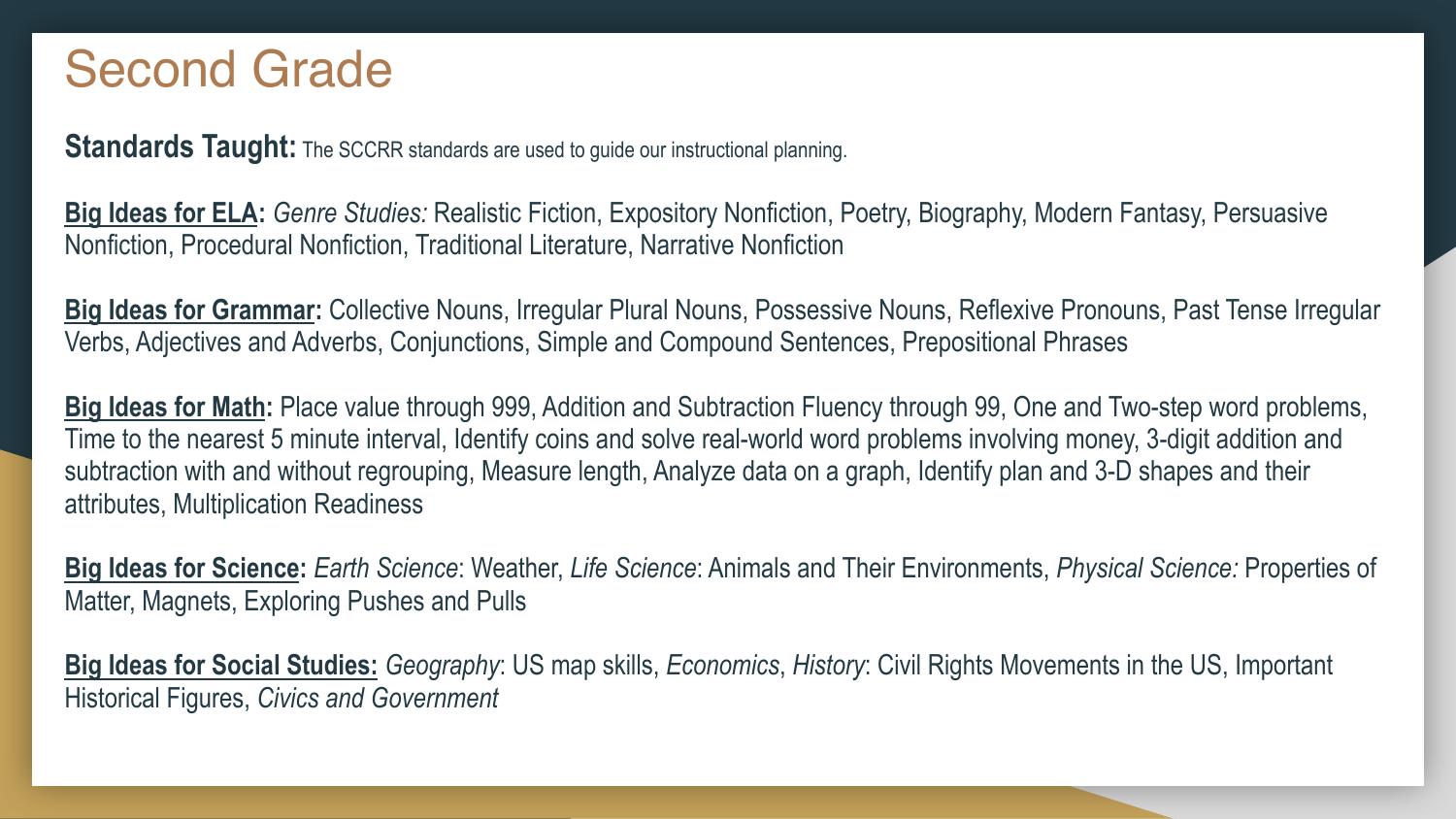# Second Grade

**Standards Taught:** The SCCRR standards are used to guide our instructional planning.

**Big Ideas for ELA:** *Genre Studies:* Realistic Fiction, Expository Nonfiction, Poetry, Biography, Modern Fantasy, Persuasive Nonfiction, Procedural Nonfiction, Traditional Literature, Narrative Nonfiction

**Big Ideas for Grammar:** Collective Nouns, Irregular Plural Nouns, Possessive Nouns, Reflexive Pronouns, Past Tense Irregular Verbs, Adjectives and Adverbs, Conjunctions, Simple and Compound Sentences, Prepositional Phrases

**Big Ideas for Math:** Place value through 999, Addition and Subtraction Fluency through 99, One and Two-step word problems, Time to the nearest 5 minute interval, Identify coins and solve real-world word problems involving money, 3-digit addition and subtraction with and without regrouping, Measure length, Analyze data on a graph, Identify plan and 3-D shapes and their attributes, Multiplication Readiness

**Big Ideas for Science:** *Earth Science*: Weather, *Life Science*: Animals and Their Environments, *Physical Science:* Properties of Matter, Magnets, Exploring Pushes and Pulls

**Big Ideas for Social Studies:** *Geography*: US map skills, *Economics*, *History*: Civil Rights Movements in the US, Important Historical Figures, *Civics and Government*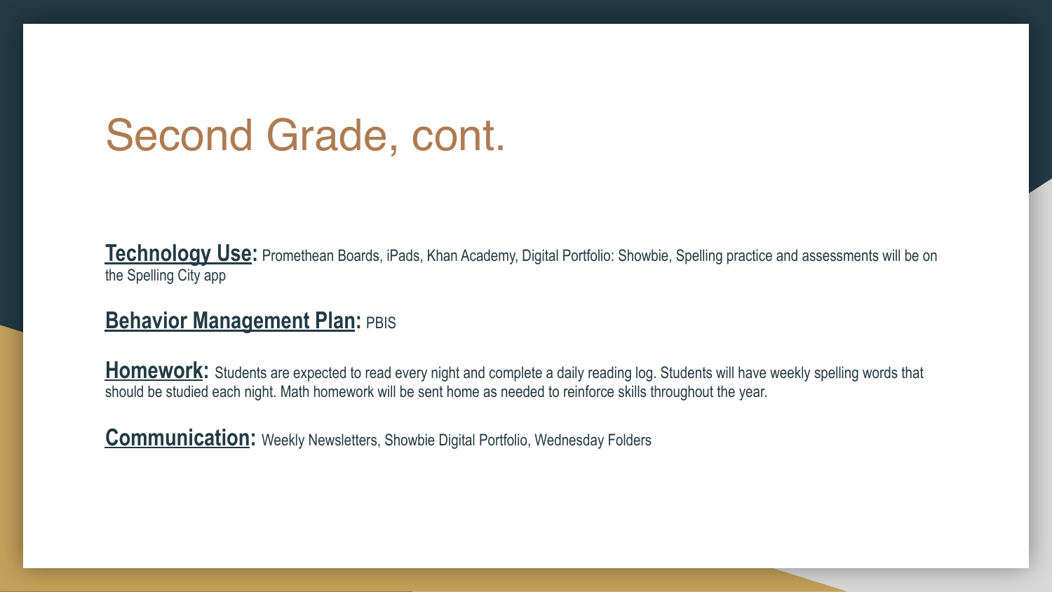# Second Grade, cont.

**Technology Use:** Promethean Boards, iPads, Khan Academy, Digital Portfolio: Showbie, Spelling practice and assessments will be on the Spelling City app

**Behavior Management Plan:** PBIS

**Homework:** Students are expected to read every night and complete a daily reading log. Students will have weekly spelling words that should be studied each night. Math homework will be sent home as needed to reinforce skills throughout the year.

**Communication:** Weekly Newsletters, Showbie Digital Portfolio, Wednesday Folders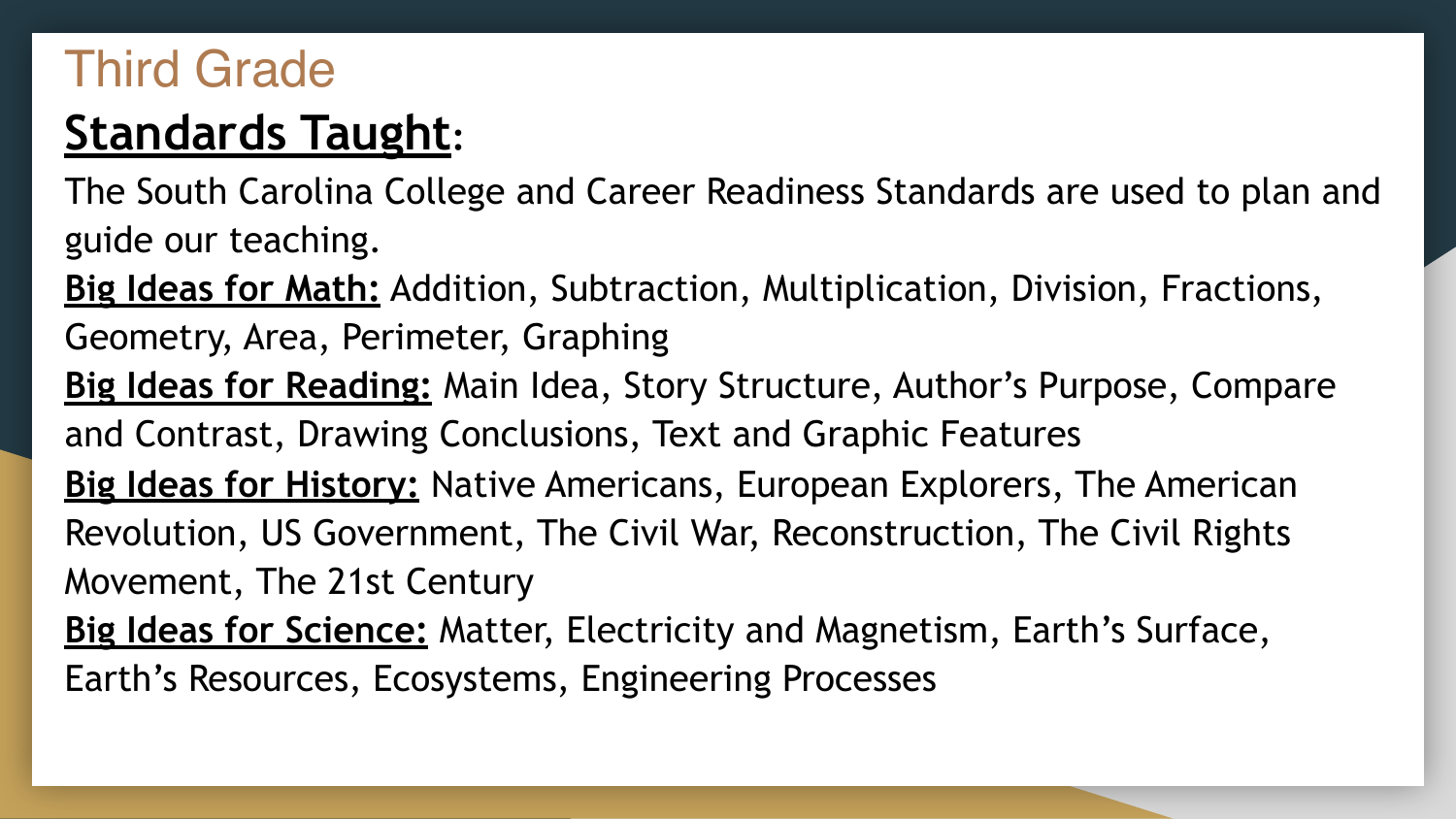# Third Grade

## Standards Taught:

The South Carolina College and Career Readiness Standards are used to plan and guide our teaching.

**Big Ideas for Math:** Addition, Subtraction, Multiplication, Division, Fractions, Geometry, Area, Perimeter, Graphing

**Big Ideas for Reading:** Main Idea, Story Structure, Author's Purpose, Compare and Contrast, Drawing Conclusions, Text and Graphic Features

**Big Ideas for History:** Native Americans, European Explorers, The American Revolution, US Government, The Civil War, Reconstruction, The Civil Rights Movement, The 21st Century

**Big Ideas for Science:** Matter, Electricity and Magnetism, Earth's Surface, Earth's Resources, Ecosystems, Engineering Processes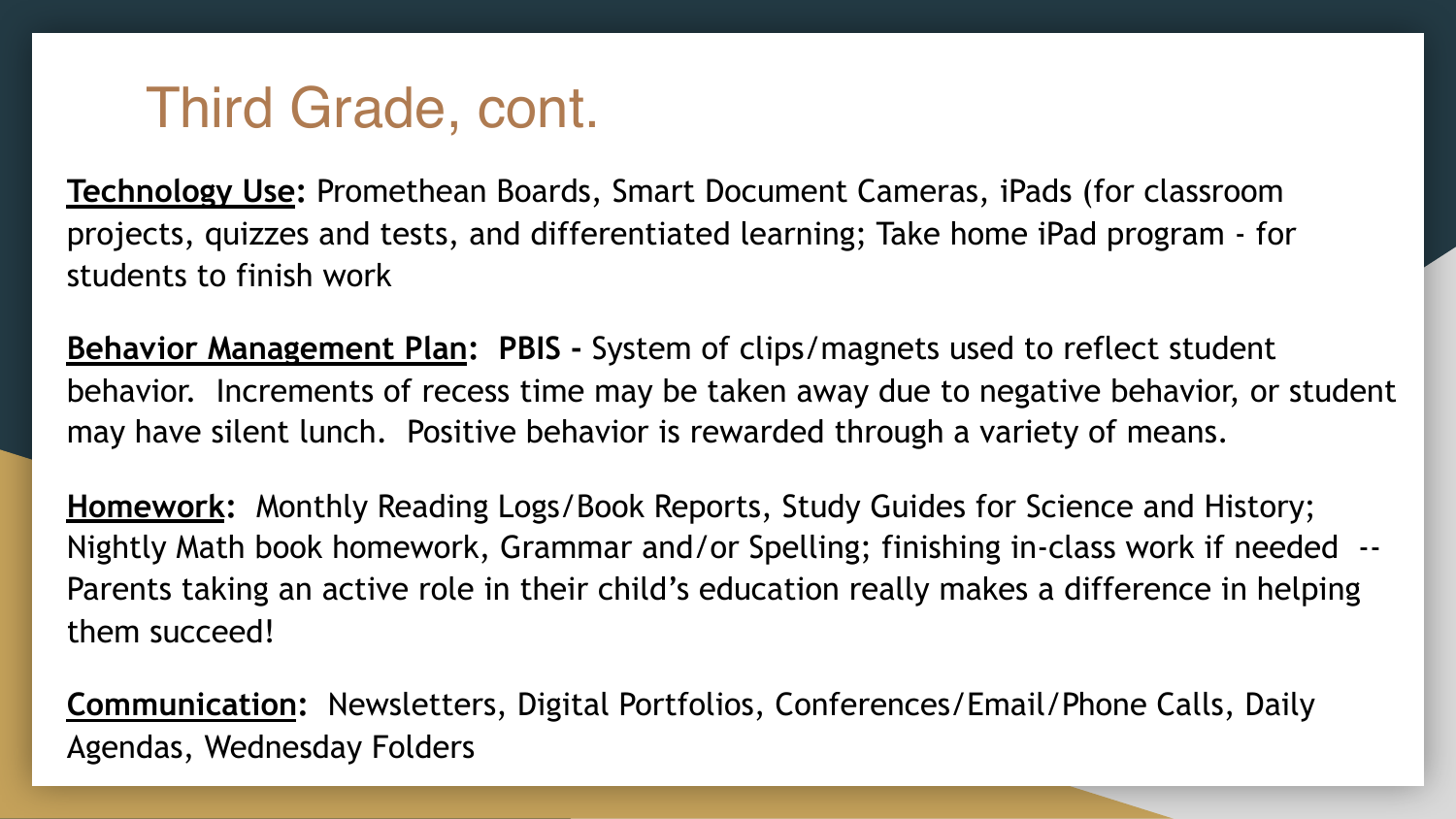# Third Grade, cont.

**Technology Use:** Promethean Boards, Smart Document Cameras, iPads (for classroom projects, quizzes and tests, and differentiated learning; Take home iPad program - for students to finish work

**Behavior Management Plan: PBIS -** System of clips/magnets used to reflect student behavior. Increments of recess time may be taken away due to negative behavior, or student may have silent lunch. Positive behavior is rewarded through a variety of means.

**Homework:** Monthly Reading Logs/Book Reports, Study Guides for Science and History; Nightly Math book homework, Grammar and/or Spelling; finishing in-class work if needed -- Parents taking an active role in their child's education really makes a difference in helping them succeed!

**Communication:** Newsletters, Digital Portfolios, Conferences/Email/Phone Calls, Daily Agendas, Wednesday Folders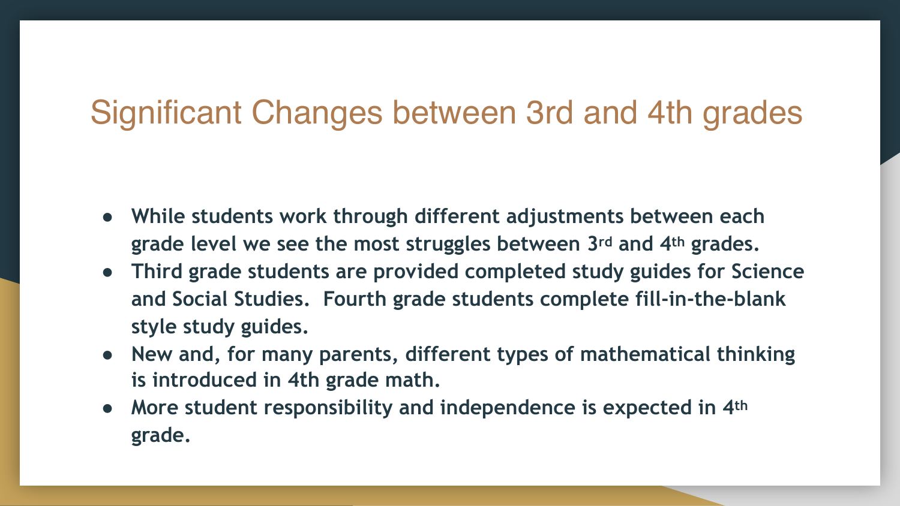# Significant Changes between 3rd and 4th grades

- **While students work through different adjustments between each grade level we see the most struggles between 3rd and 4th grades.**
- **Third grade students are provided completed study guides for Science and Social Studies.  Fourth grade students complete fill-in-the-blank style study guides.**
- **New and, for many parents, different types of mathematical thinking is introduced in 4th grade math.**
- **More student responsibility and independence is expected in 4th grade.**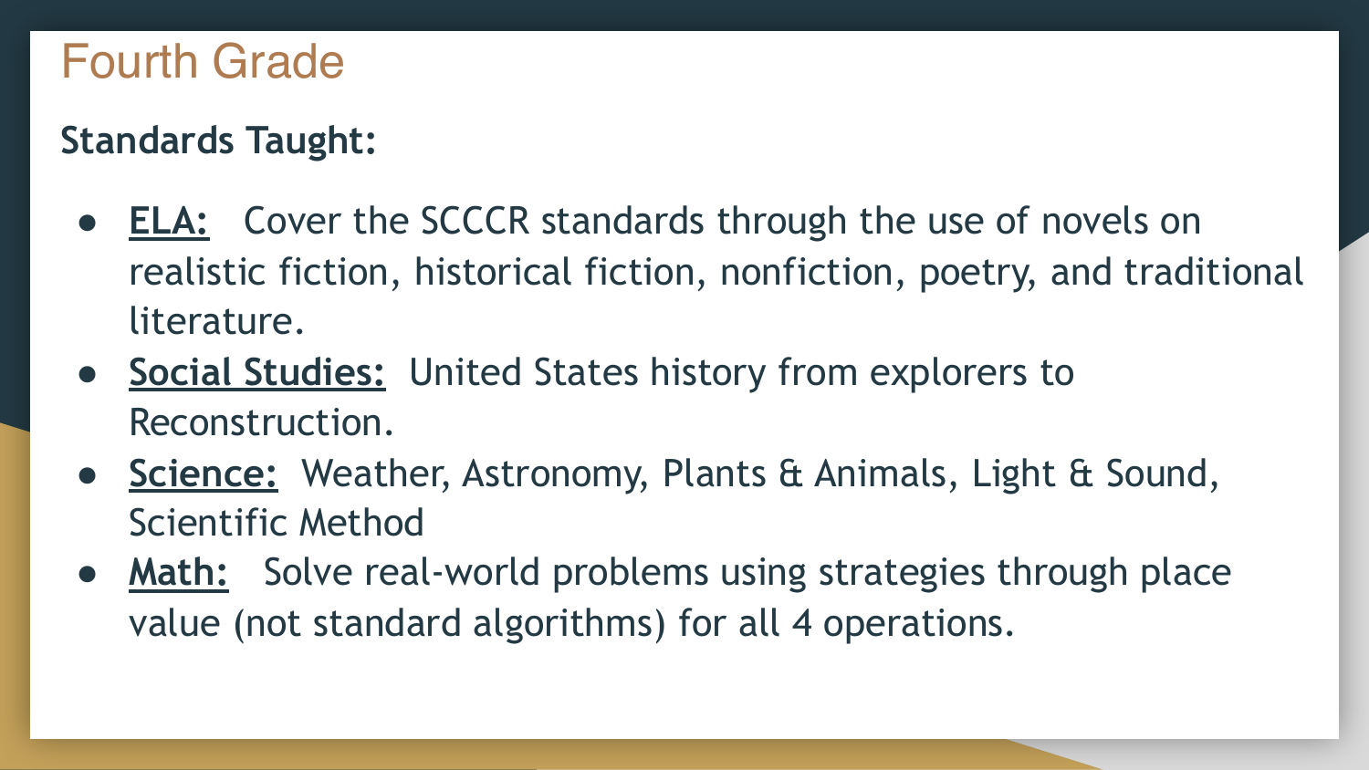# Fourth Grade

**Standards Taught:**

- **ELA:** Cover the SCCCR standards through the use of novels on realistic fiction, historical fiction, nonfiction, poetry, and traditional literature.
- **Social Studies:** United States history from explorers to Reconstruction.
- **Science:** Weather, Astronomy, Plants & Animals, Light & Sound, Scientific Method
- **Math:** Solve real-world problems using strategies through place value (not standard algorithms) for all 4 operations.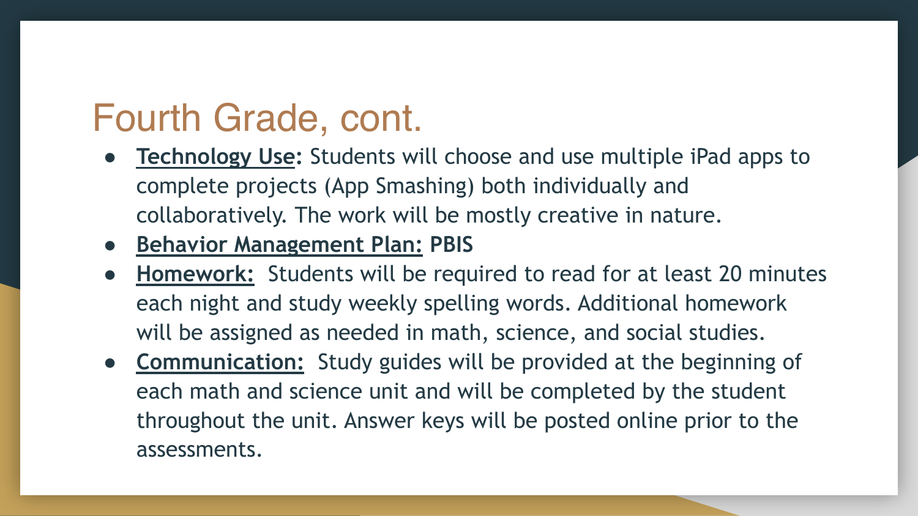# Fourth Grade, cont.

- **Technology Use:** Students will choose and use multiple iPad apps to complete projects (App Smashing) both individually and collaboratively. The work will be mostly creative in nature.
- **Behavior Management Plan: PBIS**
- **Homework:** Students will be required to read for at least 20 minutes each night and study weekly spelling words. Additional homework will be assigned as needed in math, science, and social studies.
- **Communication:** Study guides will be provided at the beginning of each math and science unit and will be completed by the student throughout the unit. Answer keys will be posted online prior to the assessments.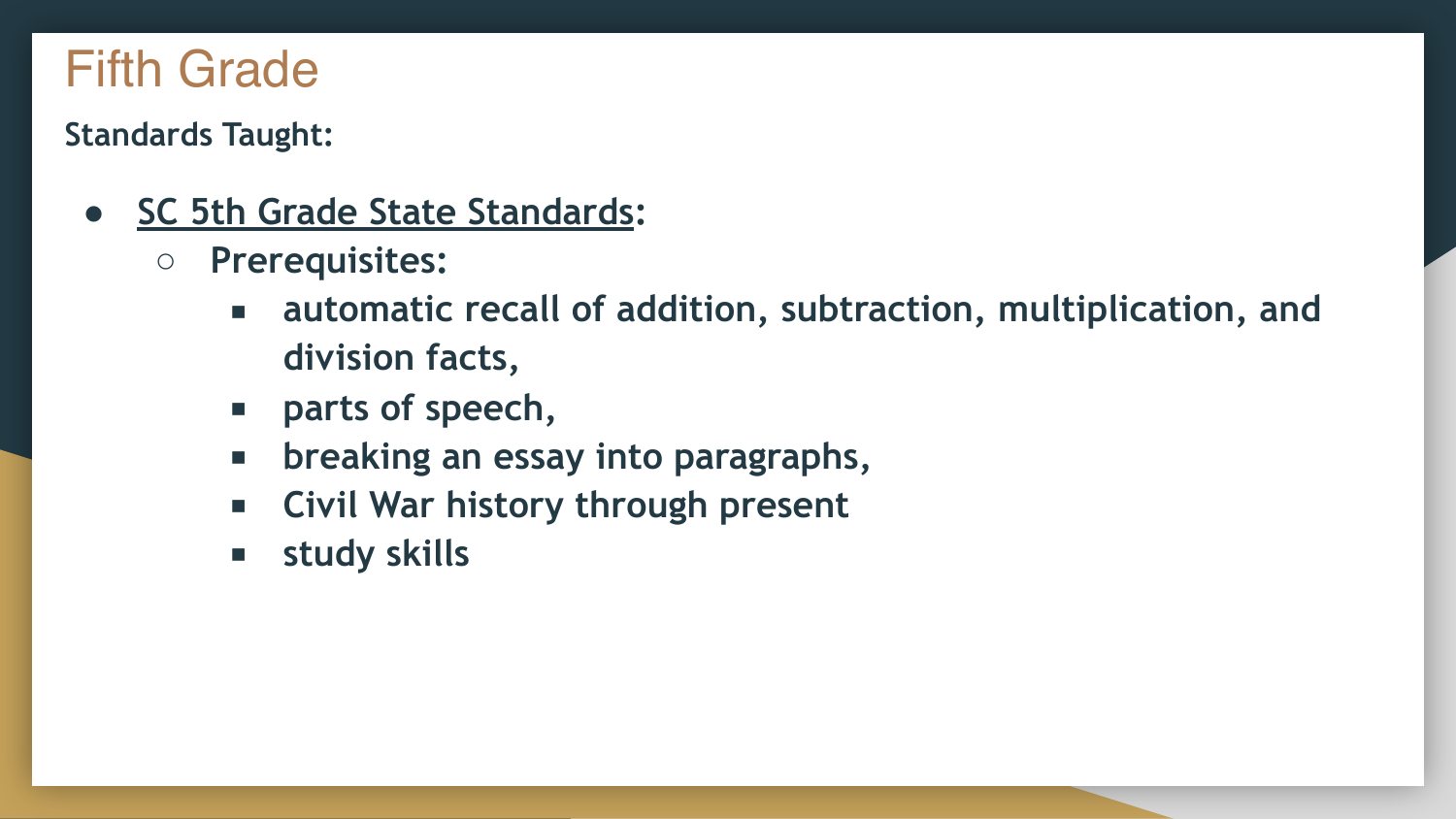# Fifth Grade

**Standards Taught:**

- **SC 5th Grade State Standards:**
  - **Prerequisites:**
    - **automatic recall of addition, subtraction, multiplication, and division facts,**
    - **parts of speech,**
    - **breaking an essay into paragraphs,**
    - **Civil War history through present**
    - **study skills**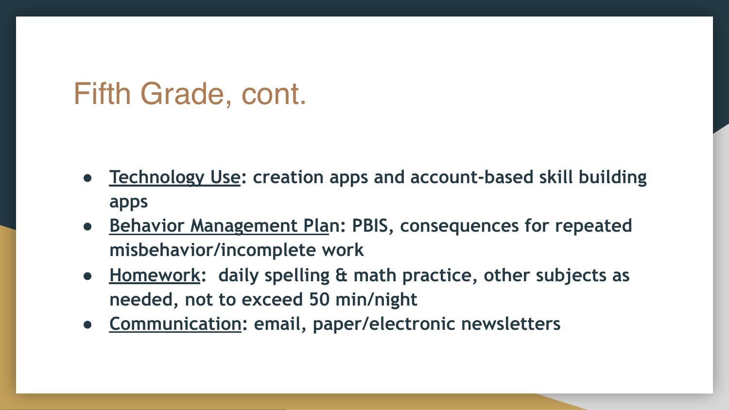# Fifth Grade, cont.

- Technology Use: creation apps and account-based skill building apps
- Behavior Management Plan: PBIS, consequences for repeated misbehavior/incomplete work
- Homework: daily spelling & math practice, other subjects as needed, not to exceed 50 min/night
- Communication: email, paper/electronic newsletters